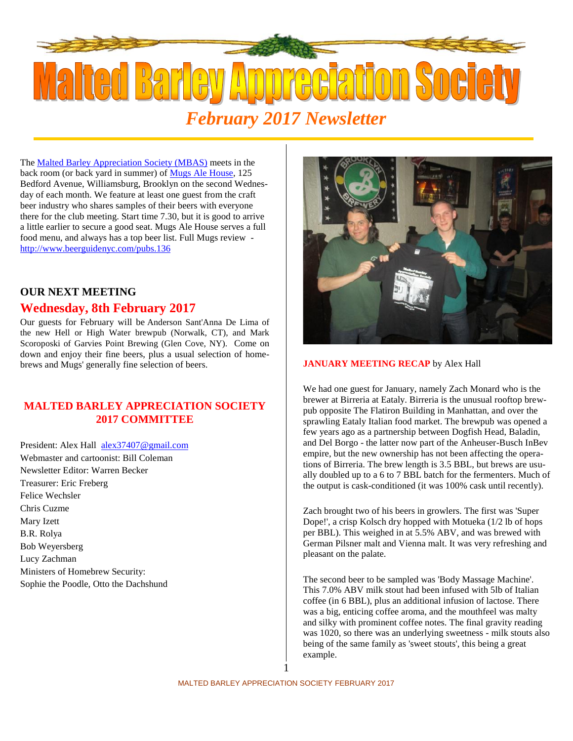# Malted Barley Appreciation Society

## *February 2017 Newsletter*

The [Malted Barley Appreciation Society (MBAS)]() meets in the back room (or back yard in summer) of [Mugs Ale House](), 125 Bedford Avenue, Williamsburg, Brooklyn on the second Wednesday of each month. We feature at least one guest from the craft beer industry who shares samples of their beers with everyone there for the club meeting. Start time 7.30, but it is good to arrive a little earlier to secure a good seat. Mugs Ale House serves a full food menu, and always has a top beer list. Full Mugs review - http://www.beerguidenyc.com/pubs.136

### OUR NEXT MEETING

## Wednesday, 8th February 2017

Our guests for February will be Anderson Sant'Anna De Lima of the new Hell or High Water brewpub (Norwalk, CT), and Mark Scoroposki of Garvies Point Brewing (Glen Cove, NY). Come on down and enjoy their fine beers, plus a usual selection of homebrews and Mugs' generally fine selection of beers.

### MALTED BARLEY APPRECIATION SOCIETY 2017 COMMITTEE

President: Alex Hall alex37407@gmail.com
Webmaster and cartoonist: Bill Coleman
Newsletter Editor: Warren Becker
Treasurer: Eric Freberg
Felice Wechsler
Chris Cuzme
Mary Izett
B.R. Rolya
Bob Weyersberg
Lucy Zachman
Ministers of Homebrew Security:
Sophie the Poodle, Otto the Dachshund

**JANUARY MEETING RECAP** by Alex Hall

We had one guest for January, namely Zach Monard who is the brewer at Birreria at Eataly. Birreria is the unusual rooftop brewpub opposite The Flatiron Building in Manhattan, and over the sprawling Eataly Italian food market. The brewpub was opened a few years ago as a partnership between Dogfish Head, Baladin, and Del Borgo - the latter now part of the Anheuser-Busch InBev empire, but the new ownership has not been affecting the operations of Birreria. The brew length is 3.5 BBL, but brews are usually doubled up to a 6 to 7 BBL batch for the fermenters. Much of the output is cask-conditioned (it was 100% cask until recently).

Zach brought two of his beers in growlers. The first was 'Super Dope!', a crisp Kolsch dry hopped with Motueka (1/2 lb of hops per BBL). This weighed in at 5.5% ABV, and was brewed with German Pilsner malt and Vienna malt. It was very refreshing and pleasant on the palate.

The second beer to be sampled was 'Body Massage Machine'. This 7.0% ABV milk stout had been infused with 5lb of Italian coffee (in 6 BBL), plus an additional infusion of lactose. There was a big, enticing coffee aroma, and the mouthfeel was malty and silky with prominent coffee notes. The final gravity reading was 1020, so there was an underlying sweetness - milk stouts also being of the same family as 'sweet stouts', this being a great example.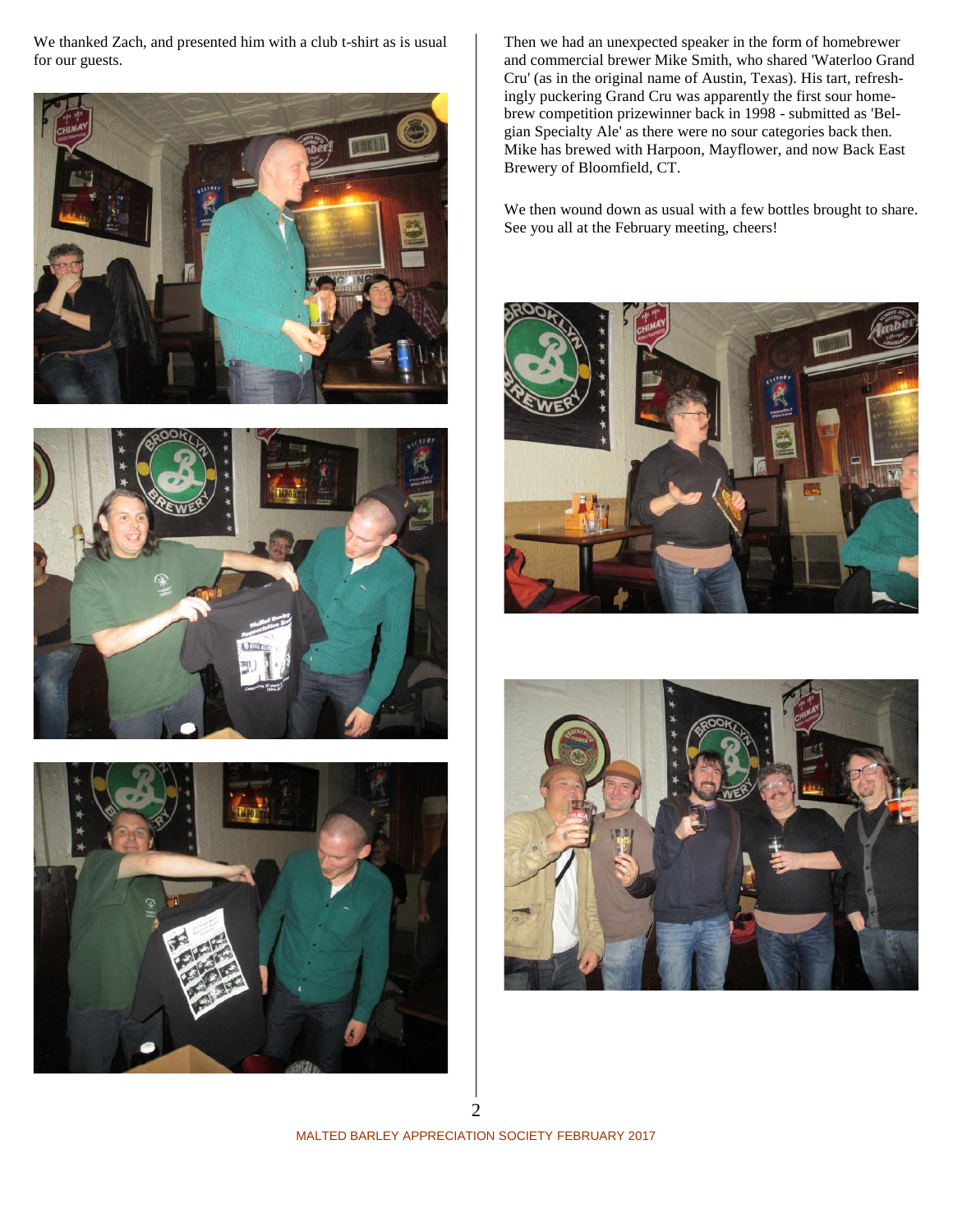We thanked Zach, and presented him with a club t-shirt as is usual for our guests.

Then we had an unexpected speaker in the form of homebrewer and commercial brewer Mike Smith, who shared 'Waterloo Grand Cru' (as in the original name of Austin, Texas). His tart, refreshingly puckering Grand Cru was apparently the first sour homebrew competition prizewinner back in 1998 - submitted as 'Belgian Specialty Ale' as there were no sour categories back then. Mike has brewed with Harpoon, Mayflower, and now Back East Brewery of Bloomfield, CT.

We then wound down as usual with a few bottles brought to share. See you all at the February meeting, cheers!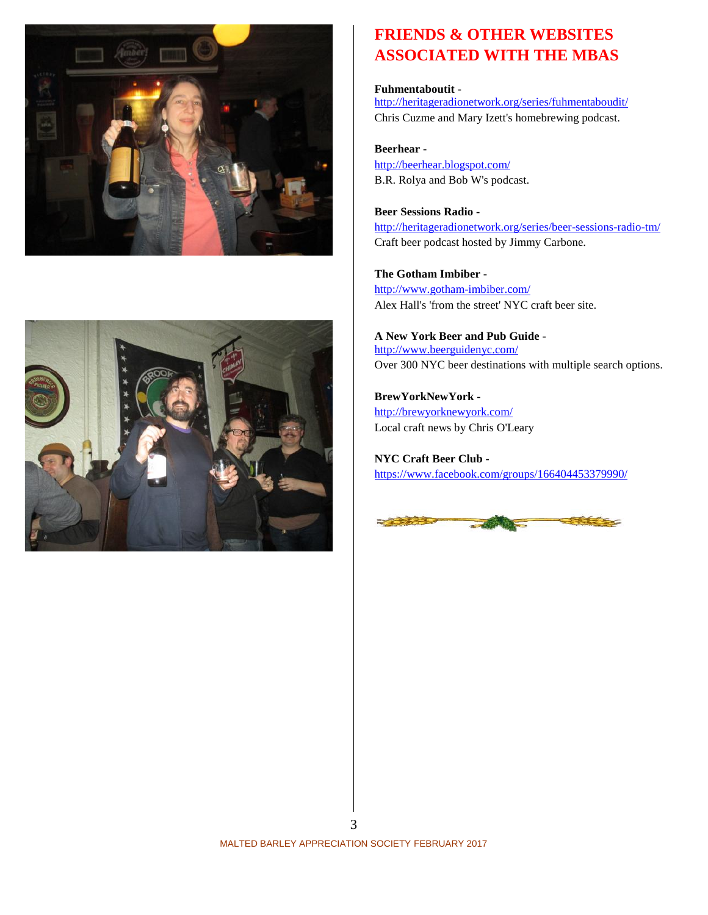# FRIENDS & OTHER WEBSITES ASSOCIATED WITH THE MBAS

**Fuhmentaboutit -**
http://heritageradionetwork.org/series/fuhmentaboudit/
Chris Cuzme and Mary Izett's homebrewing podcast.

**Beerhear -**
http://beerhear.blogspot.com/
B.R. Rolya and Bob W's podcast.

**Beer Sessions Radio -**
http://heritageradionetwork.org/series/beer-sessions-radio-tm/
Craft beer podcast hosted by Jimmy Carbone.

**The Gotham Imbiber -**
http://www.gotham-imbiber.com/
Alex Hall's 'from the street' NYC craft beer site.

**A New York Beer and Pub Guide -**
http://www.beerguidenyc.com/
Over 300 NYC beer destinations with multiple search options.

**BrewYorkNewYork -**
http://brewyorknewyork.com/
Local craft news by Chris O'Leary

**NYC Craft Beer Club -**
https://www.facebook.com/groups/166404453379990/